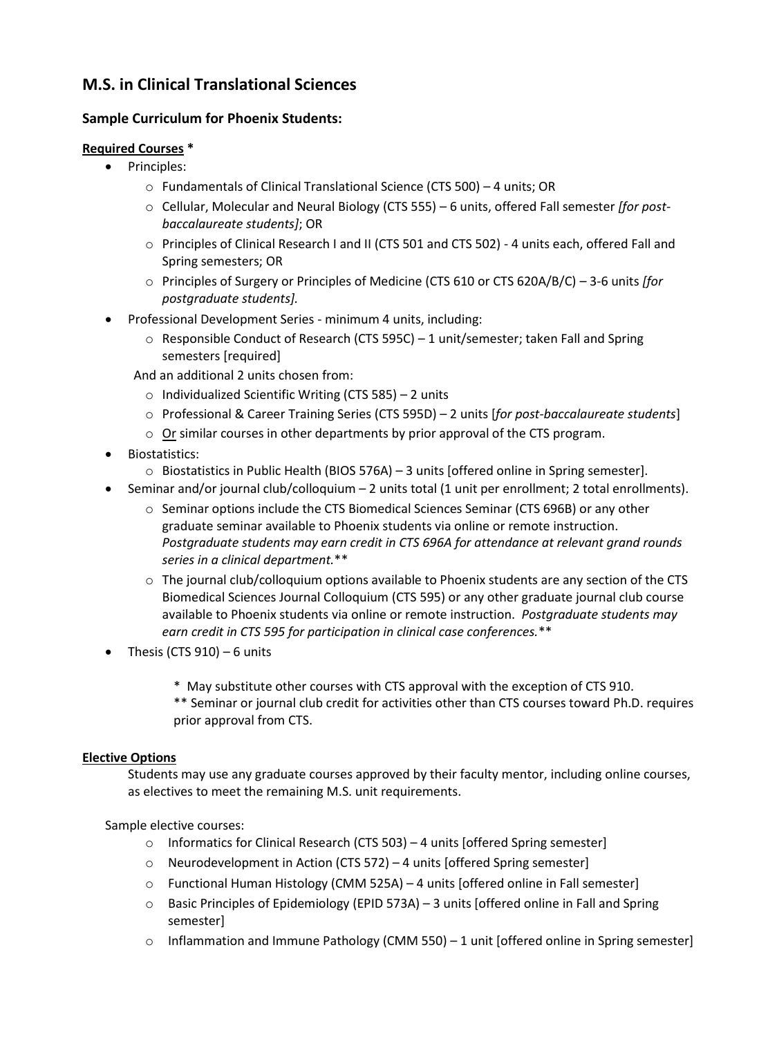# M.S. in Clinical Translational Sciences

## Sample Curriculum for Phoenix Students:

**Required Courses** *

- Principles:
  - Fundamentals of Clinical Translational Science (CTS 500) – 4 units; OR
  - Cellular, Molecular and Neural Biology (CTS 555) – 6 units, offered Fall semester *[for post-baccalaureate students]*; OR
  - Principles of Clinical Research I and II (CTS 501 and CTS 502) - 4 units each, offered Fall and Spring semesters; OR
  - Principles of Surgery or Principles of Medicine (CTS 610 or CTS 620A/B/C) – 3-6 units *[for postgraduate students]*.
- Professional Development Series - minimum 4 units, including:
  - Responsible Conduct of Research (CTS 595C) – 1 unit/semester; taken Fall and Spring semesters [required]

  And an additional 2 units chosen from:
  - Individualized Scientific Writing (CTS 585) – 2 units
  - Professional & Career Training Series (CTS 595D) – 2 units [*for post-baccalaureate students*]
  - Or similar courses in other departments by prior approval of the CTS program.
- Biostatistics:
  - Biostatistics in Public Health (BIOS 576A) – 3 units [offered online in Spring semester].
- Seminar and/or journal club/colloquium – 2 units total (1 unit per enrollment; 2 total enrollments).
  - Seminar options include the CTS Biomedical Sciences Seminar (CTS 696B) or any other graduate seminar available to Phoenix students via online or remote instruction. *Postgraduate students may earn credit in CTS 696A for attendance at relevant grand rounds series in a clinical department.*\**
  - The journal club/colloquium options available to Phoenix students are any section of the CTS Biomedical Sciences Journal Colloquium (CTS 595) or any other graduate journal club course available to Phoenix students via online or remote instruction. *Postgraduate students may earn credit in CTS 595 for participation in clinical case conferences.*\**
- Thesis (CTS 910) – 6 units

  \* May substitute other courses with CTS approval with the exception of CTS 910.
  \** Seminar or journal club credit for activities other than CTS courses toward Ph.D. requires prior approval from CTS.

**Elective Options**

Students may use any graduate courses approved by their faculty mentor, including online courses, as electives to meet the remaining M.S. unit requirements.

Sample elective courses:

- Informatics for Clinical Research (CTS 503) – 4 units [offered Spring semester]
- Neurodevelopment in Action (CTS 572) – 4 units [offered Spring semester]
- Functional Human Histology (CMM 525A) – 4 units [offered online in Fall semester]
- Basic Principles of Epidemiology (EPID 573A) – 3 units [offered online in Fall and Spring semester]
- Inflammation and Immune Pathology (CMM 550) – 1 unit [offered online in Spring semester]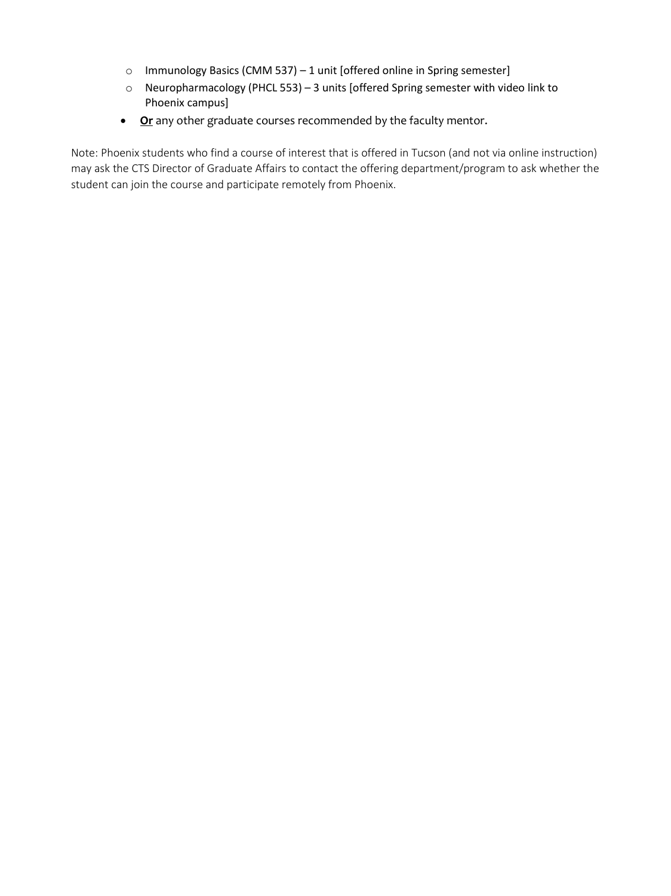- Immunology Basics (CMM 537) – 1 unit [offered online in Spring semester]
  - Neuropharmacology (PHCL 553) – 3 units [offered Spring semester with video link to Phoenix campus]
- **Or** any other graduate courses recommended by the faculty mentor.

Note: Phoenix students who find a course of interest that is offered in Tucson (and not via online instruction) may ask the CTS Director of Graduate Affairs to contact the offering department/program to ask whether the student can join the course and participate remotely from Phoenix.